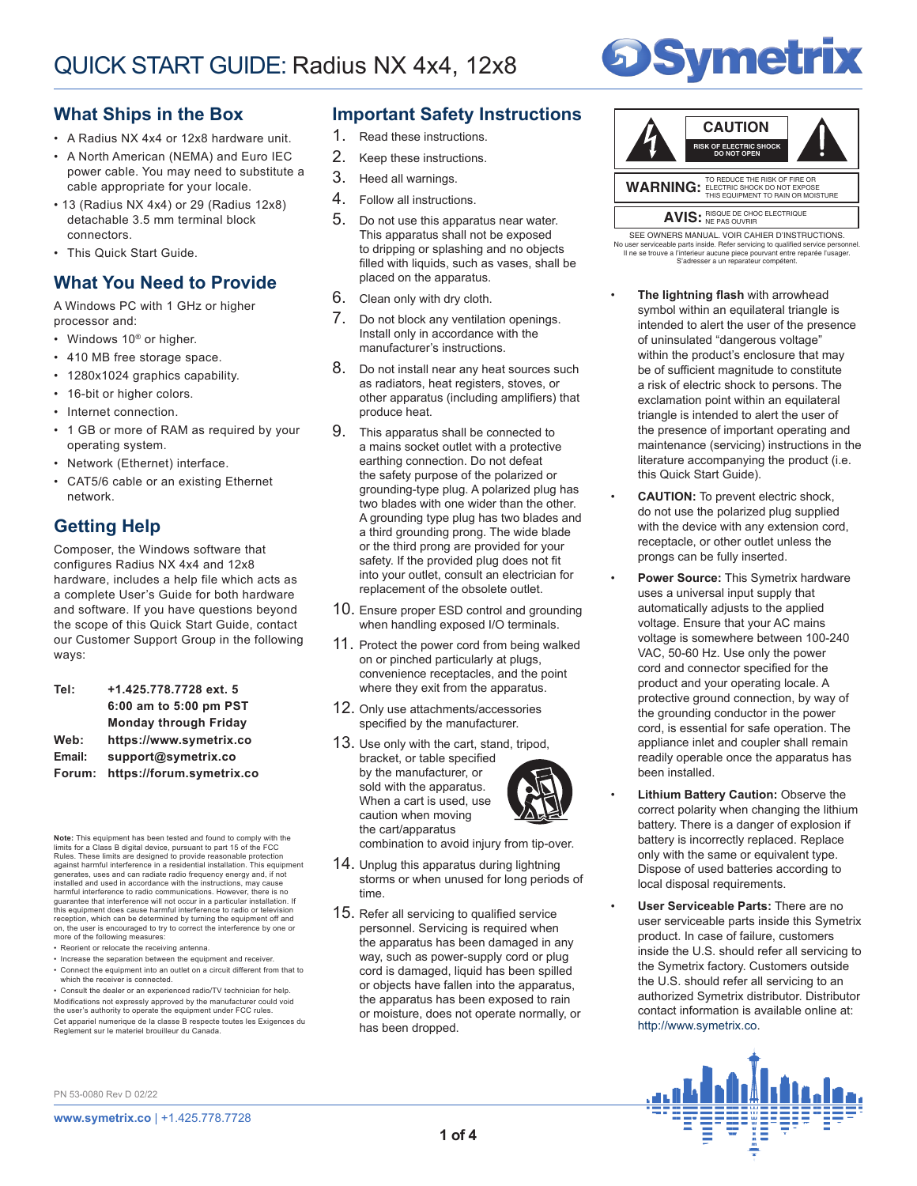# QUICK START GUIDE: Radius NX 4x4, 12x8

## What Ships in the Box

- A Radius NX 4x4 or 12x8 hardware unit.
- A North American (NEMA) and Euro IEC power cable. You may need to substitute a cable appropriate for your locale.
- 13 (Radius NX 4x4) or 29 (Radius 12x8) detachable 3.5 mm terminal block connectors.
- This Quick Start Guide.

## What You Need to Provide

A Windows PC with 1 GHz or higher processor and:

- Windows 10® or higher.
- 410 MB free storage space.
- 1280x1024 graphics capability.
- 16-bit or higher colors.
- Internet connection.
- 1 GB or more of RAM as required by your operating system.
- Network (Ethernet) interface.
- CAT5/6 cable or an existing Ethernet network.

## Getting Help

Composer, the Windows software that configures Radius NX 4x4 and 12x8 hardware, includes a help file which acts as a complete User's Guide for both hardware and software. If you have questions beyond the scope of this Quick Start Guide, contact our Customer Support Group in the following ways:

| | |
|---|---|
| **Tel:** | **+1.425.778.7728 ext. 5** |
| | **6:00 am to 5:00 pm PST** |
| | **Monday through Friday** |
| **Web:** | **https://www.symetrix.co** |
| **Email:** | **support@symetrix.co** |
| **Forum:** | **https://forum.symetrix.co** |

**Note:** This equipment has been tested and found to comply with the limits for a Class B digital device, pursuant to part 15 of the FCC Rules. These limits are designed to provide reasonable protection against harmful interference in a residential installation. This equipment generates, uses and can radiate radio frequency energy and, if not installed and used in accordance with the instructions, may cause harmful interference to radio communications. However, there is no guarantee that interference will not occur in a particular installation. If this equipment does cause harmful interference to radio or television reception, which can be determined by turning the equipment off and on, the user is encouraged to try to correct the interference by one or more of the following measures:

- Reorient or relocate the receiving antenna.
- Increase the separation between the equipment and receiver.
- Connect the equipment into an outlet on a circuit different from that to which the receiver is connected.
- Consult the dealer or an experienced radio/TV technician for help.

Modifications not expressly approved by the manufacturer could void the user's authority to operate the equipment under FCC rules.
Cet appareil numerique de la classe B respecte toutes les Exigences du Reglement sur le materiel brouilleur du Canada.

PN 53-0080 Rev D 02/22

## Important Safety Instructions

1. Read these instructions.
2. Keep these instructions.
3. Heed all warnings.
4. Follow all instructions.
5. Do not use this apparatus near water. This apparatus shall not be exposed to dripping or splashing and no objects filled with liquids, such as vases, shall be placed on the apparatus.
6. Clean only with dry cloth.
7. Do not block any ventilation openings. Install only in accordance with the manufacturer's instructions.
8. Do not install near any heat sources such as radiators, heat registers, stoves, or other apparatus (including amplifiers) that produce heat.
9. This apparatus shall be connected to a mains socket outlet with a protective earthing connection. Do not defeat the safety purpose of the polarized or grounding-type plug. A polarized plug has two blades with one wider than the other. A grounding type plug has two blades and a third grounding prong. The wide blade or the third prong are provided for your safety. If the provided plug does not fit into your outlet, consult an electrician for replacement of the obsolete outlet.
10. Ensure proper ESD control and grounding when handling exposed I/O terminals.
11. Protect the power cord from being walked on or pinched particularly at plugs, convenience receptacles, and the point where they exit from the apparatus.
12. Only use attachments/accessories specified by the manufacturer.
13. Use only with the cart, stand, tripod, bracket, or table specified by the manufacturer, or sold with the apparatus. When a cart is used, use caution when moving the cart/apparatus combination to avoid injury from tip-over.
14. Unplug this apparatus during lightning storms or when unused for long periods of time.
15. Refer all servicing to qualified service personnel. Servicing is required when the apparatus has been damaged in any way, such as power-supply cord or plug cord is damaged, liquid has been spilled or objects have fallen into the apparatus, the apparatus has been exposed to rain or moisture, does not operate normally, or has been dropped.

**CAUTION**
RISK OF ELECTRIC SHOCK DO NOT OPEN

**WARNING:** TO REDUCE THE RISK OF FIRE OR ELECTRIC SHOCK DO NOT EXPOSE THIS EQUIPMENT TO RAIN OR MOISTURE

**AVIS:** RISQUE DE CHOC ELECTRIQUE NE PAS OUVRIR

SEE OWNERS MANUAL. VOIR CAHIER D'INSTRUCTIONS.
No user serviceable parts inside. Refer servicing to qualified service personnel.
Il ne se trouve a l'interieur aucune piece pourvant entre reparée l'usager.
S'adresser a un reparateur compétent.

- **The lightning flash** with arrowhead symbol within an equilateral triangle is intended to alert the user of the presence of uninsulated "dangerous voltage" within the product's enclosure that may be of sufficient magnitude to constitute a risk of electric shock to persons. The exclamation point within an equilateral triangle is intended to alert the user of the presence of important operating and maintenance (servicing) instructions in the literature accompanying the product (i.e. this Quick Start Guide).
- **CAUTION:** To prevent electric shock, do not use the polarized plug supplied with the device with any extension cord, receptacle, or other outlet unless the prongs can be fully inserted.
- **Power Source:** This Symetrix hardware uses a universal input supply that automatically adjusts to the applied voltage. Ensure that your AC mains voltage is somewhere between 100-240 VAC, 50-60 Hz. Use only the power cord and connector specified for the product and your operating locale. A protective ground connection, by way of the grounding conductor in the power cord, is essential for safe operation. The appliance inlet and coupler shall remain readily operable once the apparatus has been installed.
- **Lithium Battery Caution:** Observe the correct polarity when changing the lithium battery. There is a danger of explosion if battery is incorrectly replaced. Replace only with the same or equivalent type. Dispose of used batteries according to local disposal requirements.
- **User Serviceable Parts:** There are no user serviceable parts inside this Symetrix product. In case of failure, customers inside the U.S. should refer all servicing to the Symetrix factory. Customers outside the U.S. should refer all servicing to an authorized Symetrix distributor. Distributor contact information is available online at: http://www.symetrix.co.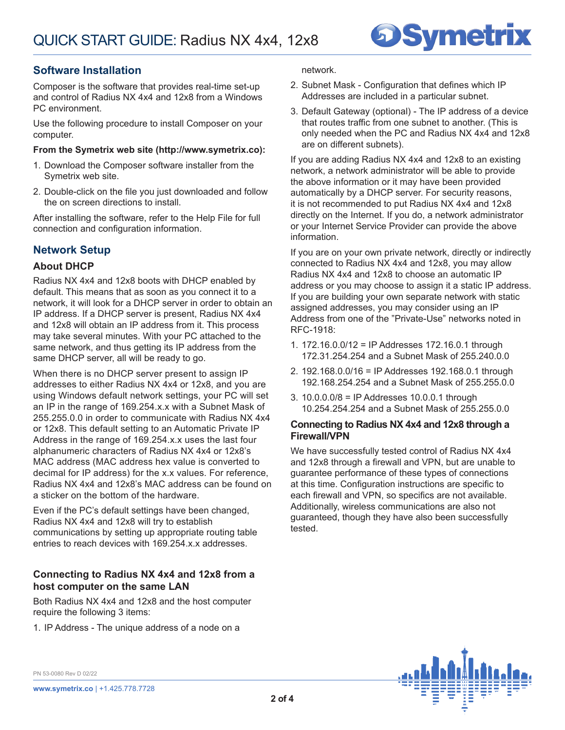## Software Installation

Composer is the software that provides real-time set-up and control of Radius NX 4x4 and 12x8 from a Windows PC environment.

Use the following procedure to install Composer on your computer.

**From the Symetrix web site (http://www.symetrix.co):**

1. Download the Composer software installer from the Symetrix web site.
2. Double-click on the file you just downloaded and follow the on screen directions to install.

After installing the software, refer to the Help File for full connection and configuration information.

## Network Setup

### About DHCP

Radius NX 4x4 and 12x8 boots with DHCP enabled by default. This means that as soon as you connect it to a network, it will look for a DHCP server in order to obtain an IP address. If a DHCP server is present, Radius NX 4x4 and 12x8 will obtain an IP address from it. This process may take several minutes. With your PC attached to the same network, and thus getting its IP address from the same DHCP server, all will be ready to go.

When there is no DHCP server present to assign IP addresses to either Radius NX 4x4 or 12x8, and you are using Windows default network settings, your PC will set an IP in the range of 169.254.x.x with a Subnet Mask of 255.255.0.0 in order to communicate with Radius NX 4x4 or 12x8. This default setting to an Automatic Private IP Address in the range of 169.254.x.x uses the last four alphanumeric characters of Radius NX 4x4 or 12x8's MAC address (MAC address hex value is converted to decimal for IP address) for the x.x values. For reference, Radius NX 4x4 and 12x8's MAC address can be found on a sticker on the bottom of the hardware.

Even if the PC's default settings have been changed, Radius NX 4x4 and 12x8 will try to establish communications by setting up appropriate routing table entries to reach devices with 169.254.x.x addresses.

### Connecting to Radius NX 4x4 and 12x8 from a host computer on the same LAN

Both Radius NX 4x4 and 12x8 and the host computer require the following 3 items:

1. IP Address - The unique address of a node on a network.
2. Subnet Mask - Configuration that defines which IP Addresses are included in a particular subnet.
3. Default Gateway (optional) - The IP address of a device that routes traffic from one subnet to another. (This is only needed when the PC and Radius NX 4x4 and 12x8 are on different subnets).

If you are adding Radius NX 4x4 and 12x8 to an existing network, a network administrator will be able to provide the above information or it may have been provided automatically by a DHCP server. For security reasons, it is not recommended to put Radius NX 4x4 and 12x8 directly on the Internet. If you do, a network administrator or your Internet Service Provider can provide the above information.

If you are on your own private network, directly or indirectly connected to Radius NX 4x4 and 12x8, you may allow Radius NX 4x4 and 12x8 to choose an automatic IP address or you may choose to assign it a static IP address. If you are building your own separate network with static assigned addresses, you may consider using an IP Address from one of the "Private-Use" networks noted in RFC-1918:

1. 172.16.0.0/12 = IP Addresses 172.16.0.1 through 172.31.254.254 and a Subnet Mask of 255.240.0.0
2. 192.168.0.0/16 = IP Addresses 192.168.0.1 through 192.168.254.254 and a Subnet Mask of 255.255.0.0
3. 10.0.0.0/8 = IP Addresses 10.0.0.1 through 10.254.254.254 and a Subnet Mask of 255.255.0.0

### Connecting to Radius NX 4x4 and 12x8 through a Firewall/VPN

We have successfully tested control of Radius NX 4x4 and 12x8 through a firewall and VPN, but are unable to guarantee performance of these types of connections at this time. Configuration instructions are specific to each firewall and VPN, so specifics are not available. Additionally, wireless communications are also not guaranteed, though they have also been successfully tested.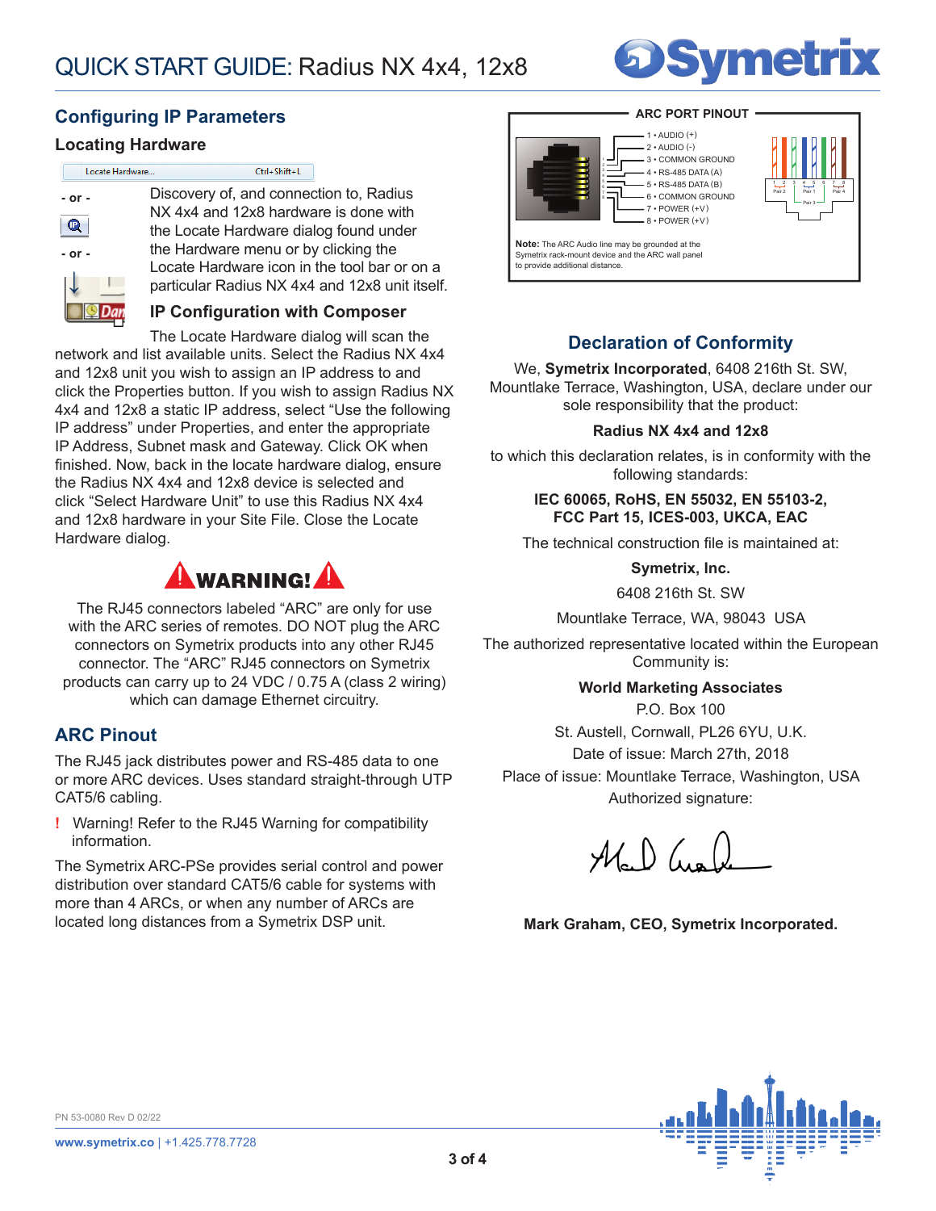## Configuring IP Parameters

### Locating Hardware

Locate Hardware... Ctrl+Shift+L

- or -

- or -

Discovery of, and connection to, Radius NX 4x4 and 12x8 hardware is done with the Locate Hardware dialog found under the Hardware menu or by clicking the Locate Hardware icon in the tool bar or on a particular Radius NX 4x4 and 12x8 unit itself.

### IP Configuration with Composer

The Locate Hardware dialog will scan the network and list available units. Select the Radius NX 4x4 and 12x8 unit you wish to assign an IP address to and click the Properties button. If you wish to assign Radius NX 4x4 and 12x8 a static IP address, select "Use the following IP address" under Properties, and enter the appropriate IP Address, Subnet mask and Gateway. Click OK when finished. Now, back in the locate hardware dialog, ensure the Radius NX 4x4 and 12x8 device is selected and click "Select Hardware Unit" to use this Radius NX 4x4 and 12x8 hardware in your Site File. Close the Locate Hardware dialog.

**WARNING!**

The RJ45 connectors labeled "ARC" are only for use with the ARC series of remotes. DO NOT plug the ARC connectors on Symetrix products into any other RJ45 connector. The "ARC" RJ45 connectors on Symetrix products can carry up to 24 VDC / 0.75 A (class 2 wiring) which can damage Ethernet circuitry.

## ARC Pinout

The RJ45 jack distributes power and RS-485 data to one or more ARC devices. Uses standard straight-through UTP CAT5/6 cabling.

**!** Warning! Refer to the RJ45 Warning for compatibility information.

The Symetrix ARC-PSe provides serial control and power distribution over standard CAT5/6 cable for systems with more than 4 ARCs, or when any number of ARCs are located long distances from a Symetrix DSP unit.

**ARC PORT PINOUT**

1 • AUDIO (+)
2 • AUDIO (-)
3 • COMMON GROUND
4 • RS-485 DATA (A)
5 • RS-485 DATA (B)
6 • COMMON GROUND
7 • POWER (+V)
8 • POWER (+V)

**Note:** The ARC Audio line may be grounded at the Symetrix rack-mount device and the ARC wall panel to provide additional distance.

## Declaration of Conformity

We, **Symetrix Incorporated**, 6408 216th St. SW, Mountlake Terrace, Washington, USA, declare under our sole responsibility that the product:

**Radius NX 4x4 and 12x8**

to which this declaration relates, is in conformity with the following standards:

**IEC 60065, RoHS, EN 55032, EN 55103-2, FCC Part 15, ICES-003, UKCA, EAC**

The technical construction file is maintained at:

**Symetrix, Inc.**

6408 216th St. SW

Mountlake Terrace, WA, 98043 USA

The authorized representative located within the European Community is:

**World Marketing Associates**

P.O. Box 100

St. Austell, Cornwall, PL26 6YU, U.K.

Date of issue: March 27th, 2018

Place of issue: Mountlake Terrace, Washington, USA

Authorized signature:

**Mark Graham, CEO, Symetrix Incorporated.**

PN 53-0080 Rev D 02/22

www.symetrix.co | +1.425.778.7728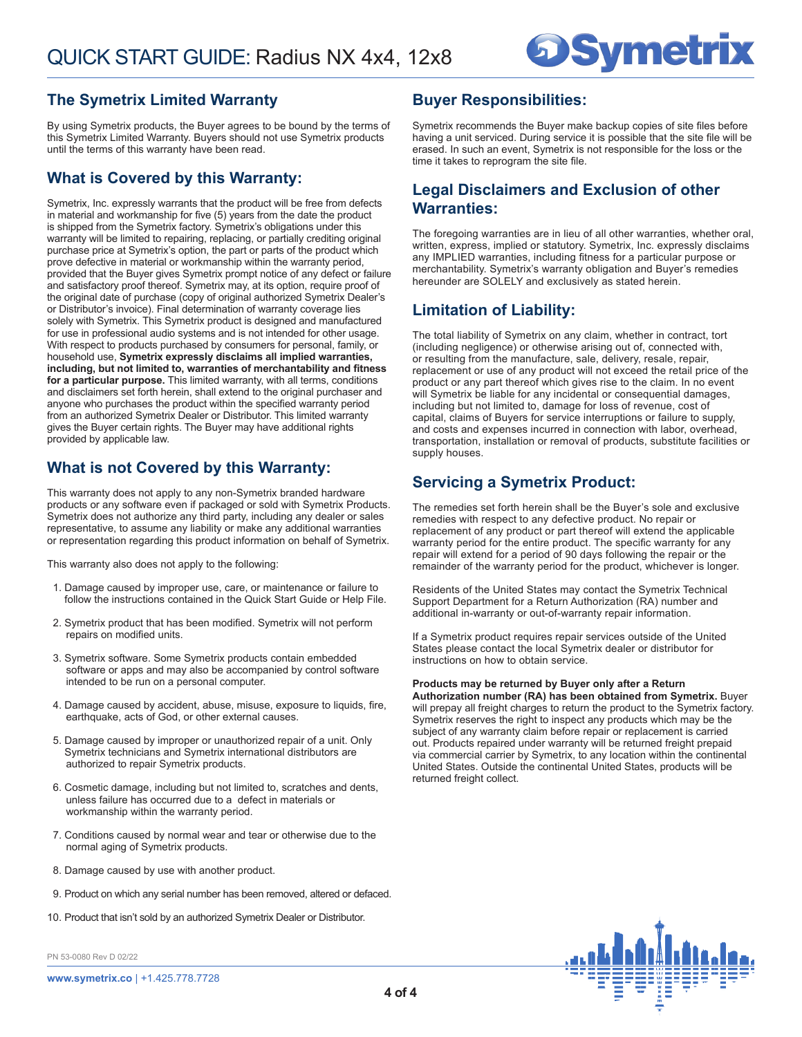## The Symetrix Limited Warranty

By using Symetrix products, the Buyer agrees to be bound by the terms of this Symetrix Limited Warranty. Buyers should not use Symetrix products until the terms of this warranty have been read.

## What is Covered by this Warranty:

Symetrix, Inc. expressly warrants that the product will be free from defects in material and workmanship for five (5) years from the date the product is shipped from the Symetrix factory. Symetrix's obligations under this warranty will be limited to repairing, replacing, or partially crediting original purchase price at Symetrix's option, the part or parts of the product which prove defective in material or workmanship within the warranty period, provided that the Buyer gives Symetrix prompt notice of any defect or failure and satisfactory proof thereof. Symetrix may, at its option, require proof of the original date of purchase (copy of original authorized Symetrix Dealer's or Distributor's invoice). Final determination of warranty coverage lies solely with Symetrix. This Symetrix product is designed and manufactured for use in professional audio systems and is not intended for other usage. With respect to products purchased by consumers for personal, family, or household use, **Symetrix expressly disclaims all implied warranties, including, but not limited to, warranties of merchantability and fitness for a particular purpose.** This limited warranty, with all terms, conditions and disclaimers set forth herein, shall extend to the original purchaser and anyone who purchases the product within the specified warranty period from an authorized Symetrix Dealer or Distributor. This limited warranty gives the Buyer certain rights. The Buyer may have additional rights provided by applicable law.

## What is not Covered by this Warranty:

This warranty does not apply to any non-Symetrix branded hardware products or any software even if packaged or sold with Symetrix Products. Symetrix does not authorize any third party, including any dealer or sales representative, to assume any liability or make any additional warranties or representation regarding this product information on behalf of Symetrix.

This warranty also does not apply to the following:

1. Damage caused by improper use, care, or maintenance or failure to follow the instructions contained in the Quick Start Guide or Help File.
2. Symetrix product that has been modified. Symetrix will not perform repairs on modified units.
3. Symetrix software. Some Symetrix products contain embedded software or apps and may also be accompanied by control software intended to be run on a personal computer.
4. Damage caused by accident, abuse, misuse, exposure to liquids, fire, earthquake, acts of God, or other external causes.
5. Damage caused by improper or unauthorized repair of a unit. Only Symetrix technicians and Symetrix international distributors are authorized to repair Symetrix products.
6. Cosmetic damage, including but not limited to, scratches and dents, unless failure has occurred due to a defect in materials or workmanship within the warranty period.
7. Conditions caused by normal wear and tear or otherwise due to the normal aging of Symetrix products.
8. Damage caused by use with another product.
9. Product on which any serial number has been removed, altered or defaced.
10. Product that isn't sold by an authorized Symetrix Dealer or Distributor.

## Buyer Responsibilities:

Symetrix recommends the Buyer make backup copies of site files before having a unit serviced. During service it is possible that the site file will be erased. In such an event, Symetrix is not responsible for the loss or the time it takes to reprogram the site file.

## Legal Disclaimers and Exclusion of other Warranties:

The foregoing warranties are in lieu of all other warranties, whether oral, written, express, implied or statutory. Symetrix, Inc. expressly disclaims any IMPLIED warranties, including fitness for a particular purpose or merchantability. Symetrix's warranty obligation and Buyer's remedies hereunder are SOLELY and exclusively as stated herein.

## Limitation of Liability:

The total liability of Symetrix on any claim, whether in contract, tort (including negligence) or otherwise arising out of, connected with, or resulting from the manufacture, sale, delivery, resale, repair, replacement or use of any product will not exceed the retail price of the product or any part thereof which gives rise to the claim. In no event will Symetrix be liable for any incidental or consequential damages, including but not limited to, damage for loss of revenue, cost of capital, claims of Buyers for service interruptions or failure to supply, and costs and expenses incurred in connection with labor, overhead, transportation, installation or removal of products, substitute facilities or supply houses.

## Servicing a Symetrix Product:

The remedies set forth herein shall be the Buyer's sole and exclusive remedies with respect to any defective product. No repair or replacement of any product or part thereof will extend the applicable warranty period for the entire product. The specific warranty for any repair will extend for a period of 90 days following the repair or the remainder of the warranty period for the product, whichever is longer.

Residents of the United States may contact the Symetrix Technical Support Department for a Return Authorization (RA) number and additional in-warranty or out-of-warranty repair information.

If a Symetrix product requires repair services outside of the United States please contact the local Symetrix dealer or distributor for instructions on how to obtain service.

**Products may be returned by Buyer only after a Return Authorization number (RA) has been obtained from Symetrix.** Buyer will prepay all freight charges to return the product to the Symetrix factory. Symetrix reserves the right to inspect any products which may be the subject of any warranty claim before repair or replacement is carried out. Products repaired under warranty will be returned freight prepaid via commercial carrier by Symetrix, to any location within the continental United States. Outside the continental United States, products will be returned freight collect.

PN 53-0080 Rev D 02/22

**www.symetrix.co** | +1.425.778.7728